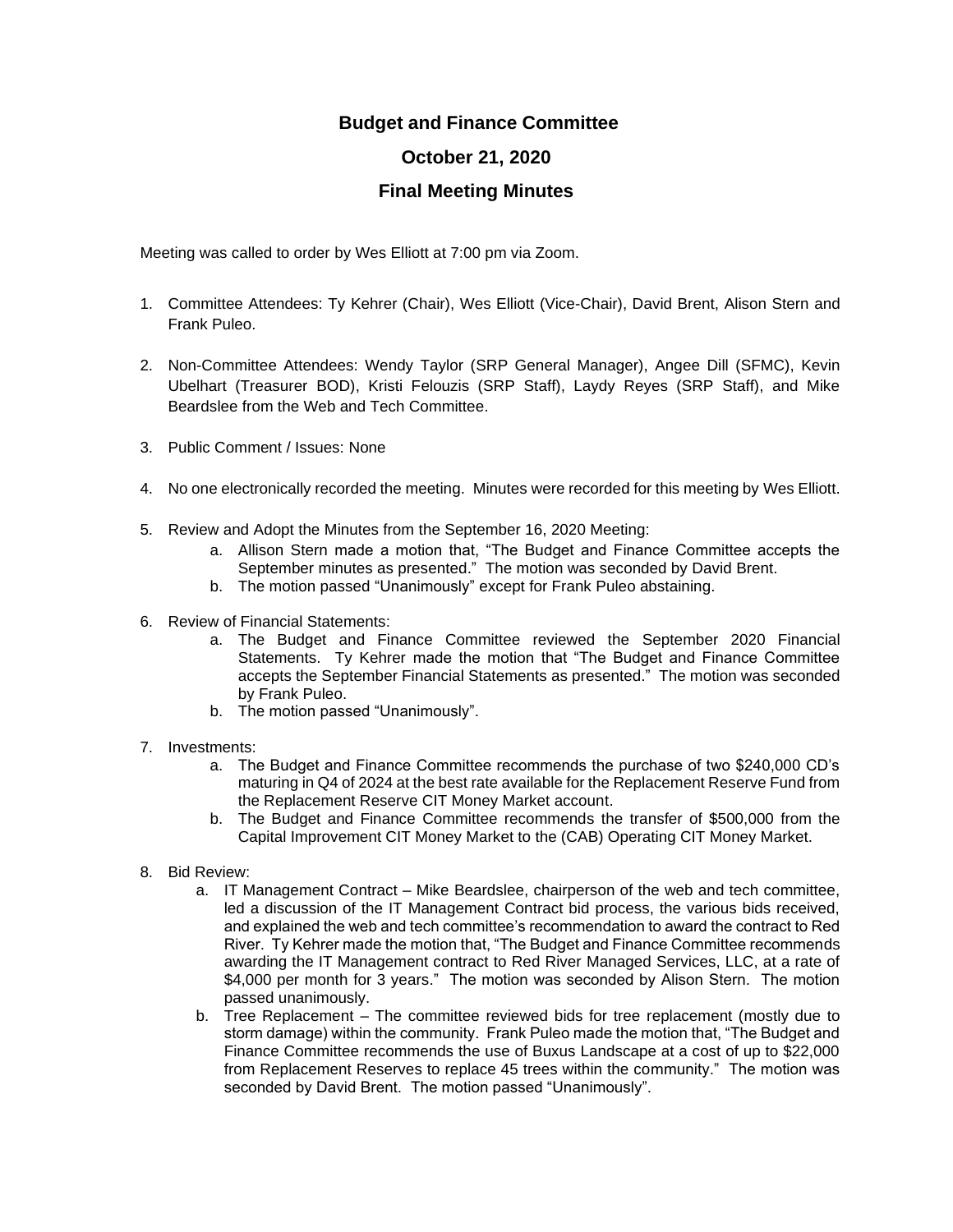# Budget and Finance Committee

## October 21, 2020

## Final Meeting Minutes

Meeting was called to order by Wes Elliott at 7:00 pm via Zoom.

1. Committee Attendees: Ty Kehrer (Chair), Wes Elliott (Vice-Chair), David Brent, Alison Stern and Frank Puleo.

2. Non-Committee Attendees: Wendy Taylor (SRP General Manager), Angee Dill (SFMC), Kevin Ubelhart (Treasurer BOD), Kristi Felouzis (SRP Staff), Laydy Reyes (SRP Staff), and Mike Beardslee from the Web and Tech Committee.

3. Public Comment / Issues: None

4. No one electronically recorded the meeting. Minutes were recorded for this meeting by Wes Elliott.

5. Review and Adopt the Minutes from the September 16, 2020 Meeting:
   a. Allison Stern made a motion that, "The Budget and Finance Committee accepts the September minutes as presented." The motion was seconded by David Brent.
   b. The motion passed "Unanimously" except for Frank Puleo abstaining.

6. Review of Financial Statements:
   a. The Budget and Finance Committee reviewed the September 2020 Financial Statements. Ty Kehrer made the motion that "The Budget and Finance Committee accepts the September Financial Statements as presented." The motion was seconded by Frank Puleo.
   b. The motion passed "Unanimously".

7. Investments:
   a. The Budget and Finance Committee recommends the purchase of two $240,000 CD's maturing in Q4 of 2024 at the best rate available for the Replacement Reserve Fund from the Replacement Reserve CIT Money Market account.
   b. The Budget and Finance Committee recommends the transfer of $500,000 from the Capital Improvement CIT Money Market to the (CAB) Operating CIT Money Market.

8. Bid Review:
   a. IT Management Contract – Mike Beardslee, chairperson of the web and tech committee, led a discussion of the IT Management Contract bid process, the various bids received, and explained the web and tech committee's recommendation to award the contract to Red River. Ty Kehrer made the motion that, "The Budget and Finance Committee recommends awarding the IT Management contract to Red River Managed Services, LLC, at a rate of $4,000 per month for 3 years." The motion was seconded by Alison Stern. The motion passed unanimously.
   b. Tree Replacement – The committee reviewed bids for tree replacement (mostly due to storm damage) within the community. Frank Puleo made the motion that, "The Budget and Finance Committee recommends the use of Buxus Landscape at a cost of up to $22,000 from Replacement Reserves to replace 45 trees within the community." The motion was seconded by David Brent. The motion passed "Unanimously".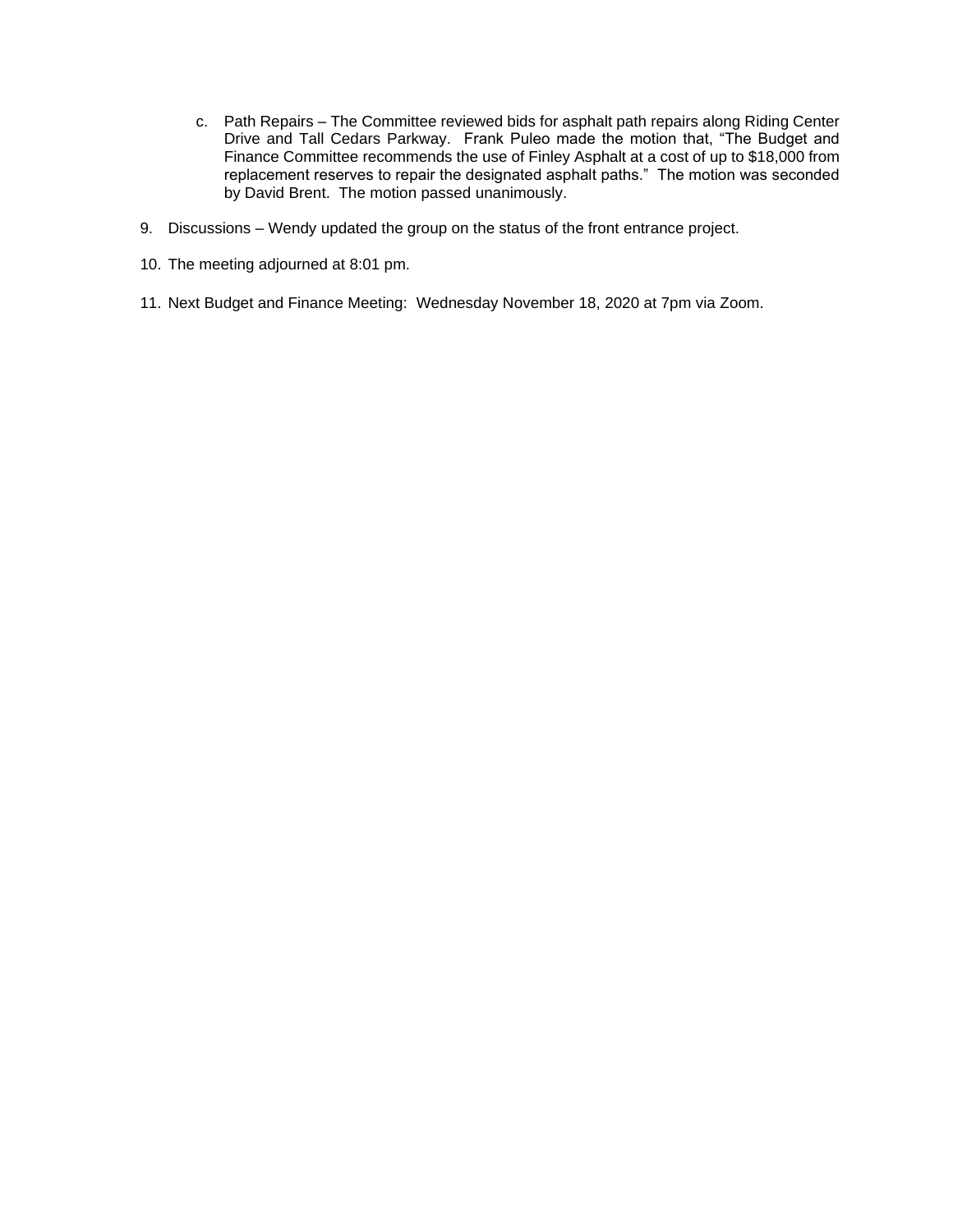c. Path Repairs – The Committee reviewed bids for asphalt path repairs along Riding Center Drive and Tall Cedars Parkway. Frank Puleo made the motion that, "The Budget and Finance Committee recommends the use of Finley Asphalt at a cost of up to $18,000 from replacement reserves to repair the designated asphalt paths." The motion was seconded by David Brent. The motion passed unanimously.

9. Discussions – Wendy updated the group on the status of the front entrance project.

10. The meeting adjourned at 8:01 pm.

11. Next Budget and Finance Meeting: Wednesday November 18, 2020 at 7pm via Zoom.